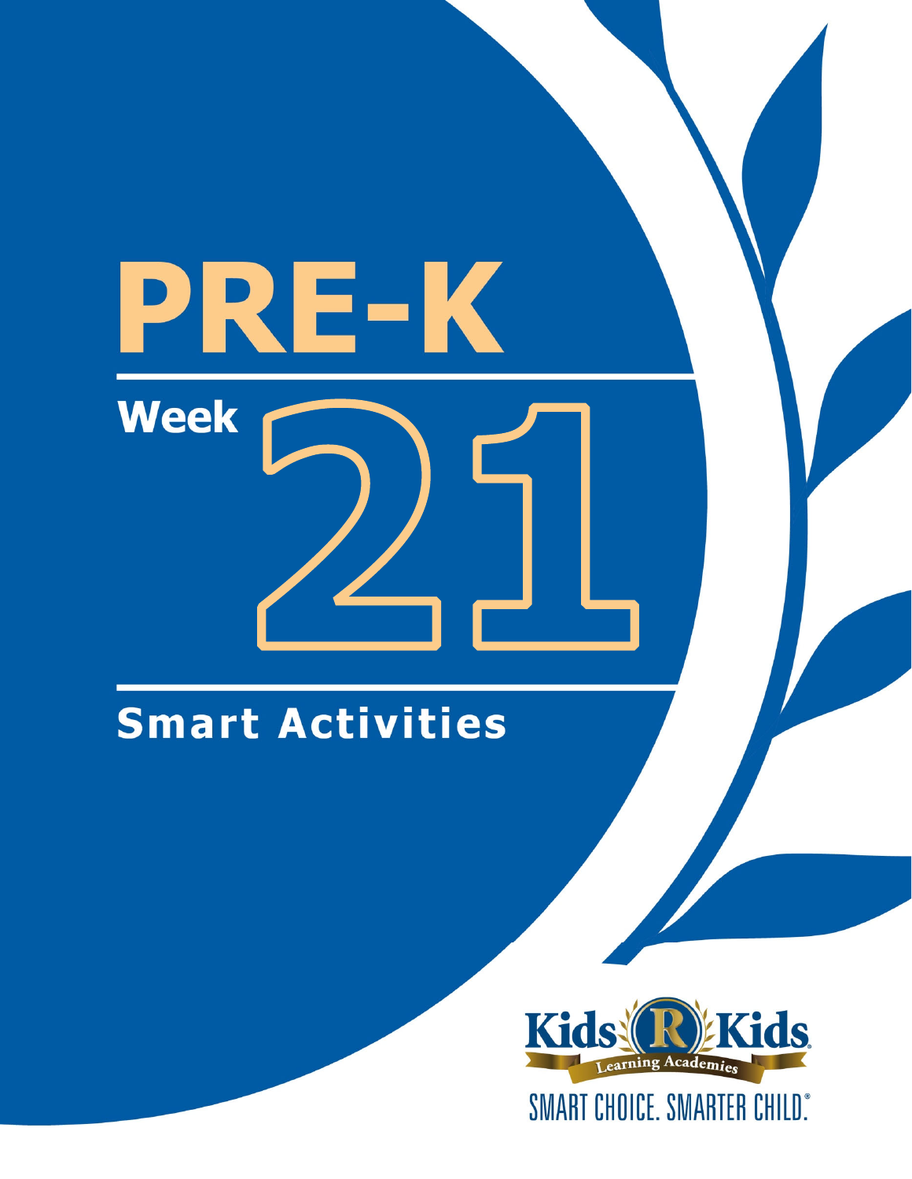# PRE-K

## Week 21

## Smart Activities

Kids R Kids Learning Academies

SMART CHOICE. SMARTER CHILD.®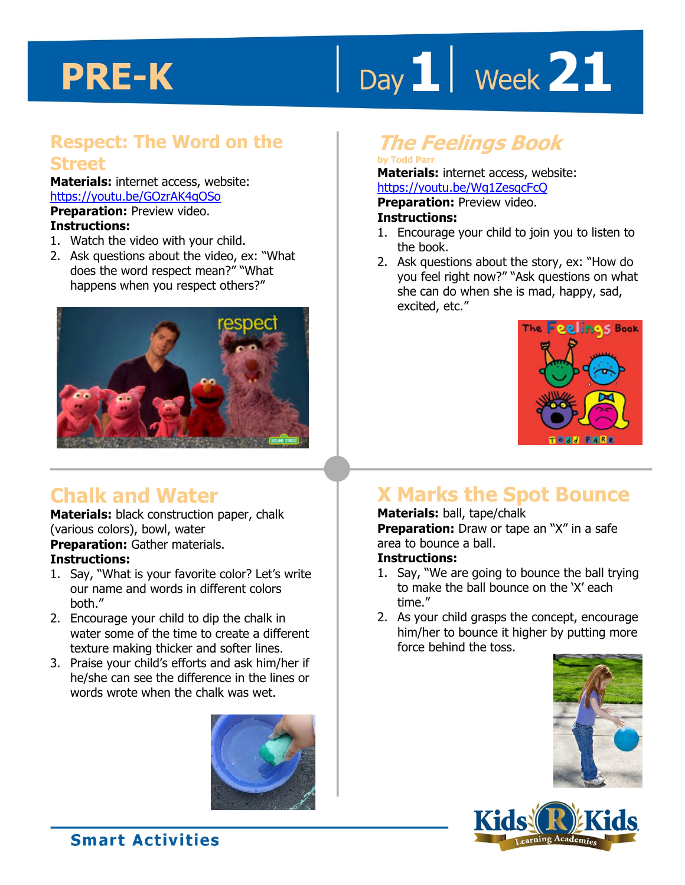# PRE-K | Day 1 | Week 21

## Respect: The Word on the Street

**Materials:** internet access, website: https://youtu.be/GOzrAK4gOSo
**Preparation:** Preview video.
**Instructions:**

1. Watch the video with your child.
2. Ask questions about the video, ex: "What does the word respect mean?" "What happens when you respect others?"

## *The Feelings Book*

**by Todd Parr**

**Materials:** internet access, website: https://youtu.be/Wg1ZesqcFcQ
**Preparation:** Preview video.
**Instructions:**

1. Encourage your child to join you to listen to the book.
2. Ask questions about the story, ex: "How do you feel right now?" "Ask questions on what she can do when she is mad, happy, sad, excited, etc."

## Chalk and Water

**Materials:** black construction paper, chalk (various colors), bowl, water
**Preparation:** Gather materials.
**Instructions:**

1. Say, "What is your favorite color? Let's write our name and words in different colors both."
2. Encourage your child to dip the chalk in water some of the time to create a different texture making thicker and softer lines.
3. Praise your child's efforts and ask him/her if he/she can see the difference in the lines or words wrote when the chalk was wet.

## X Marks the Spot Bounce

**Materials:** ball, tape/chalk
**Preparation:** Draw or tape an "X" in a safe area to bounce a ball.
**Instructions:**

1. Say, "We are going to bounce the ball trying to make the ball bounce on the 'X' each time."
2. As your child grasps the concept, encourage him/her to bounce it higher by putting more force behind the toss.

Smart Activities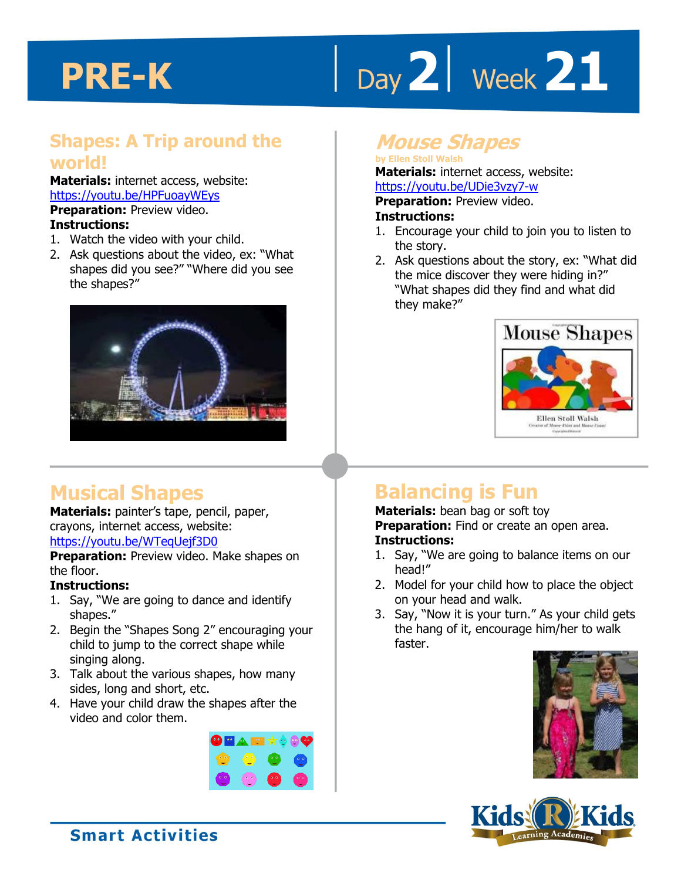# PRE-K | Day 2 | Week 21

## Shapes: A Trip around the world!

**Materials:** internet access, website: https://youtu.be/HPFuoayWEys
**Preparation:** Preview video.
**Instructions:**

1. Watch the video with your child.
2. Ask questions about the video, ex: "What shapes did you see?" "Where did you see the shapes?"

## Mouse Shapes

by Ellen Stoll Walsh

**Materials:** internet access, website: https://youtu.be/UDie3vzy7-w
**Preparation:** Preview video.
**Instructions:**

1. Encourage your child to join you to listen to the story.
2. Ask questions about the story, ex: "What did the mice discover they were hiding in?" "What shapes did they find and what did they make?"

## Musical Shapes

**Materials:** painter's tape, pencil, paper, crayons, internet access, website: https://youtu.be/WTeqUejf3D0
**Preparation:** Preview video. Make shapes on the floor.
**Instructions:**

1. Say, "We are going to dance and identify shapes."
2. Begin the "Shapes Song 2" encouraging your child to jump to the correct shape while singing along.
3. Talk about the various shapes, how many sides, long and short, etc.
4. Have your child draw the shapes after the video and color them.

## Balancing is Fun

**Materials:** bean bag or soft toy
**Preparation:** Find or create an open area.
**Instructions:**

1. Say, "We are going to balance items on our head!"
2. Model for your child how to place the object on your head and walk.
3. Say, "Now it is your turn." As your child gets the hang of it, encourage him/her to walk faster.

Smart Activities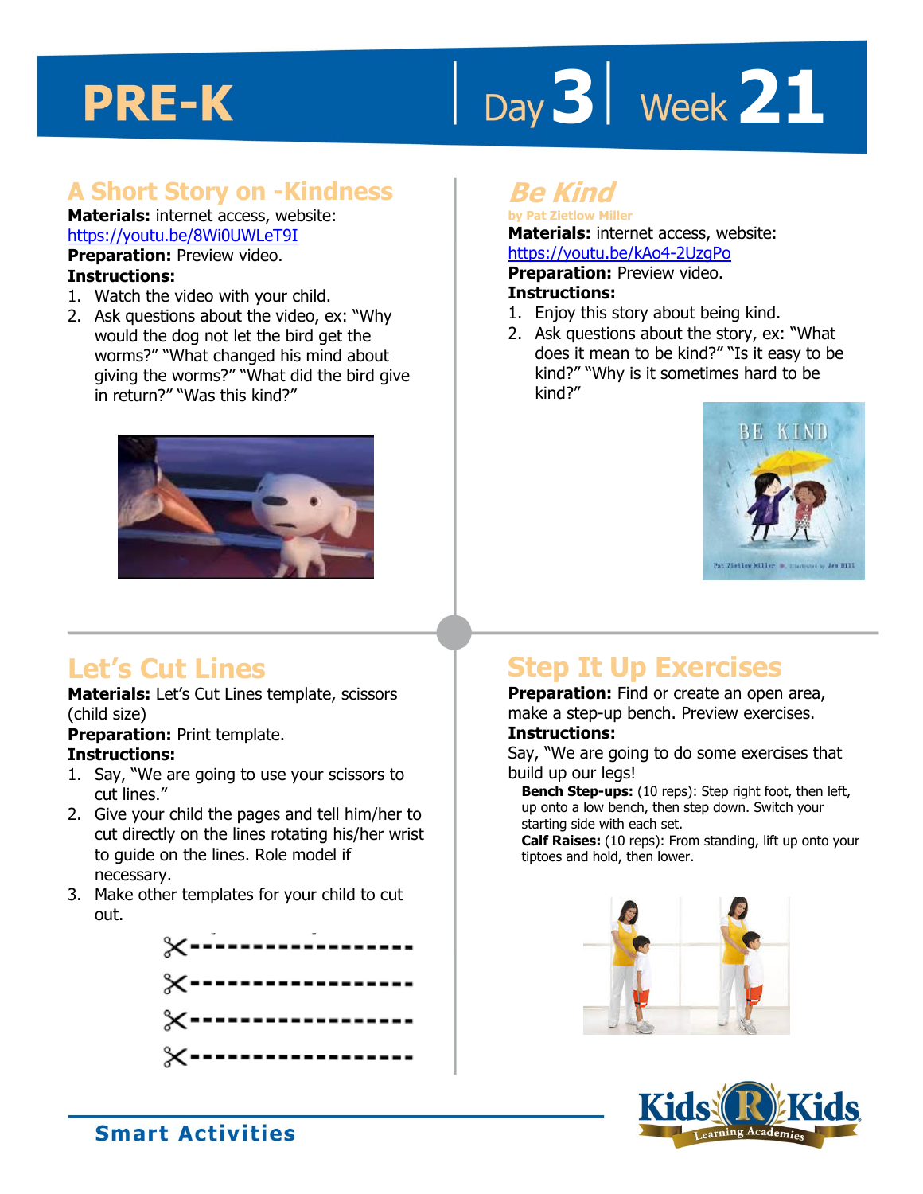# PRE-K | Day 3 | Week 21

## A Short Story on -Kindness

**Materials:** internet access, website: https://youtu.be/8Wi0UWLeT9I

**Preparation:** Preview video.

**Instructions:**

1. Watch the video with your child.
2. Ask questions about the video, ex: "Why would the dog not let the bird get the worms?" "What changed his mind about giving the worms?" "What did the bird give in return?" "Was this kind?"

## *Be Kind*

by Pat Zietlow Miller

**Materials:** internet access, website: https://youtu.be/kAo4-2UzgPo

**Preparation:** Preview video.

**Instructions:**

1. Enjoy this story about being kind.
2. Ask questions about the story, ex: "What does it mean to be kind?" "Is it easy to be kind?" "Why is it sometimes hard to be kind?"

## Let's Cut Lines

**Materials:** Let's Cut Lines template, scissors (child size)

**Preparation:** Print template.

**Instructions:**

1. Say, "We are going to use your scissors to cut lines."
2. Give your child the pages and tell him/her to cut directly on the lines rotating his/her wrist to guide on the lines. Role model if necessary.
3. Make other templates for your child to cut out.

## Step It Up Exercises

**Preparation:** Find or create an open area, make a step-up bench. Preview exercises.

**Instructions:**

Say, "We are going to do some exercises that build up our legs!

**Bench Step-ups:** (10 reps): Step right foot, then left, up onto a low bench, then step down. Switch your starting side with each set.

**Calf Raises:** (10 reps): From standing, lift up onto your tiptoes and hold, then lower.

Smart Activities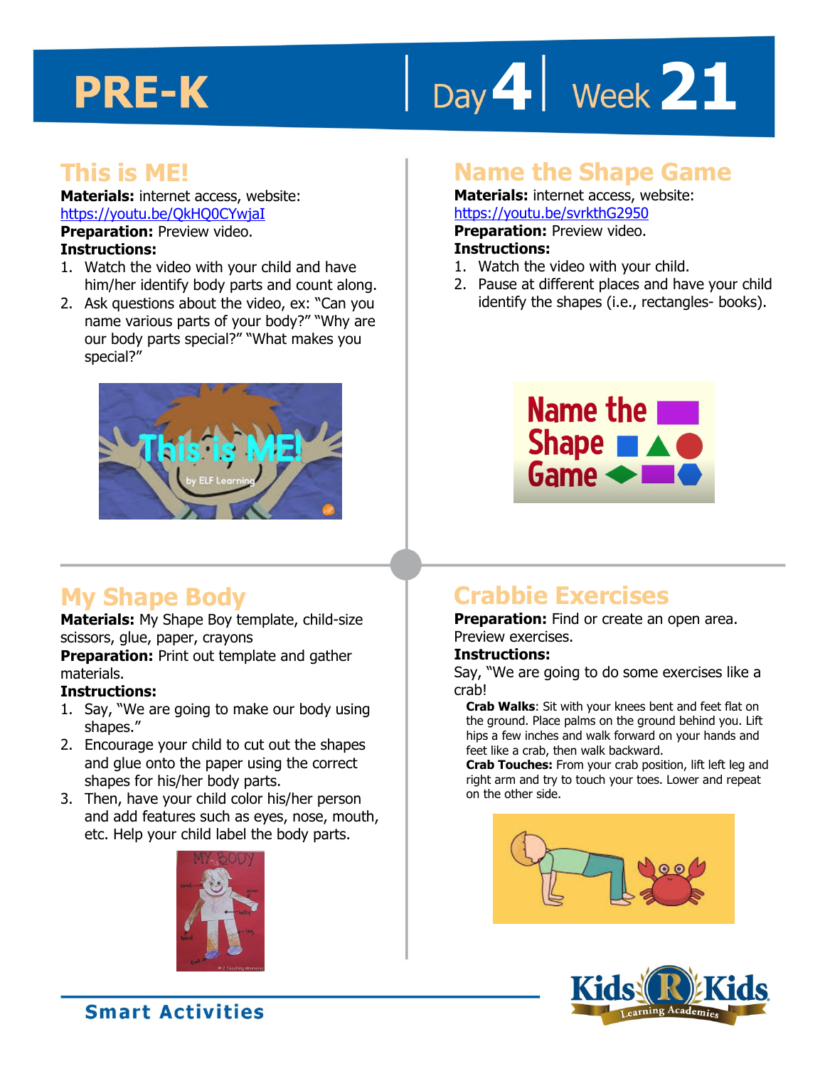# PRE-K | Day 4 | Week 21

## This is ME!

**Materials:** internet access, website: https://youtu.be/QkHQ0CYwjaI

**Preparation:** Preview video.

**Instructions:**

1. Watch the video with your child and have him/her identify body parts and count along.
2. Ask questions about the video, ex: "Can you name various parts of your body?" "Why are our body parts special?" "What makes you special?"

## Name the Shape Game

**Materials:** internet access, website: https://youtu.be/svrkthG2950

**Preparation:** Preview video.

**Instructions:**

1. Watch the video with your child.
2. Pause at different places and have your child identify the shapes (i.e., rectangles- books).

## My Shape Body

**Materials:** My Shape Boy template, child-size scissors, glue, paper, crayons

**Preparation:** Print out template and gather materials.

**Instructions:**

1. Say, "We are going to make our body using shapes."
2. Encourage your child to cut out the shapes and glue onto the paper using the correct shapes for his/her body parts.
3. Then, have your child color his/her person and add features such as eyes, nose, mouth, etc. Help your child label the body parts.

## Crabbie Exercises

**Preparation:** Find or create an open area. Preview exercises.

**Instructions:**

Say, "We are going to do some exercises like a crab!

**Crab Walks**: Sit with your knees bent and feet flat on the ground. Place palms on the ground behind you. Lift hips a few inches and walk forward on your hands and feet like a crab, then walk backward.

**Crab Touches:** From your crab position, lift left leg and right arm and try to touch your toes. Lower and repeat on the other side.

Smart Activities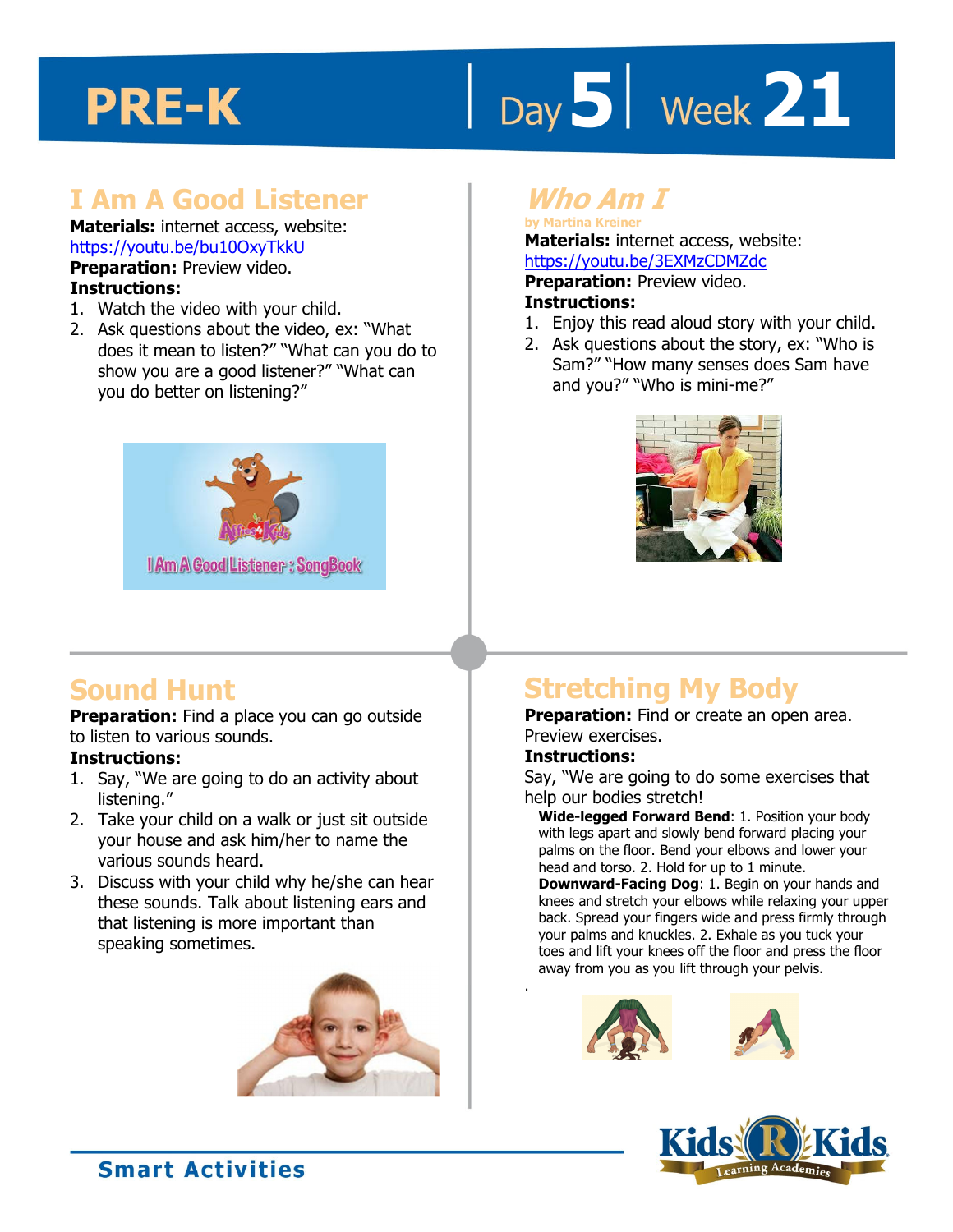# PRE-K | Day 5 | Week 21

## I Am A Good Listener

**Materials:** internet access, website: https://youtu.be/bu10OxyTkkU

**Preparation:** Preview video.

**Instructions:**

1. Watch the video with your child.
2. Ask questions about the video, ex: "What does it mean to listen?" "What can you do to show you are a good listener?" "What can you do better on listening?"

## *Who Am I*

by Martina Kreiner

**Materials:** internet access, website: https://youtu.be/3EXMzCDMZdc

**Preparation:** Preview video.

**Instructions:**

1. Enjoy this read aloud story with your child.
2. Ask questions about the story, ex: "Who is Sam?" "How many senses does Sam have and you?" "Who is mini-me?"

## Sound Hunt

**Preparation:** Find a place you can go outside to listen to various sounds.

**Instructions:**

1. Say, "We are going to do an activity about listening."
2. Take your child on a walk or just sit outside your house and ask him/her to name the various sounds heard.
3. Discuss with your child why he/she can hear these sounds. Talk about listening ears and that listening is more important than speaking sometimes.

## Stretching My Body

**Preparation:** Find or create an open area. Preview exercises.

**Instructions:**

Say, "We are going to do some exercises that help our bodies stretch!

**Wide-legged Forward Bend**: 1. Position your body with legs apart and slowly bend forward placing your palms on the floor. Bend your elbows and lower your head and torso. 2. Hold for up to 1 minute.

**Downward-Facing Dog**: 1. Begin on your hands and knees and stretch your elbows while relaxing your upper back. Spread your fingers wide and press firmly through your palms and knuckles. 2. Exhale as you tuck your toes and lift your knees off the floor and press the floor away from you as you lift through your pelvis.

Smart Activities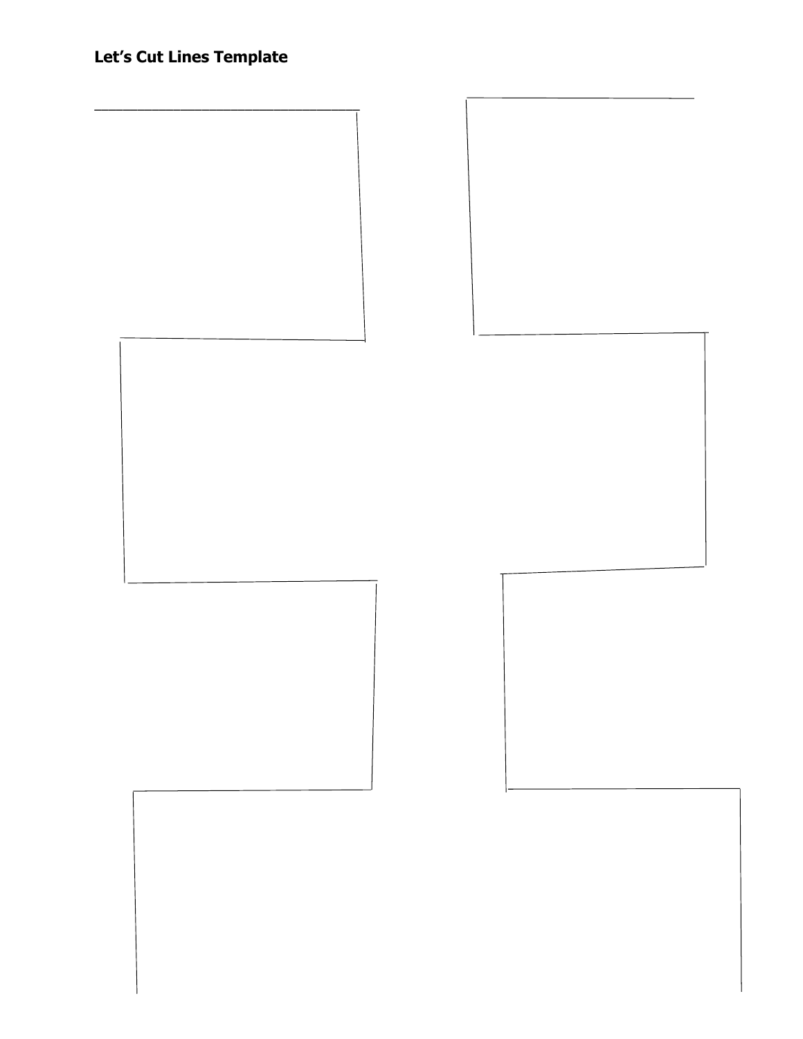**Let's Cut Lines Template**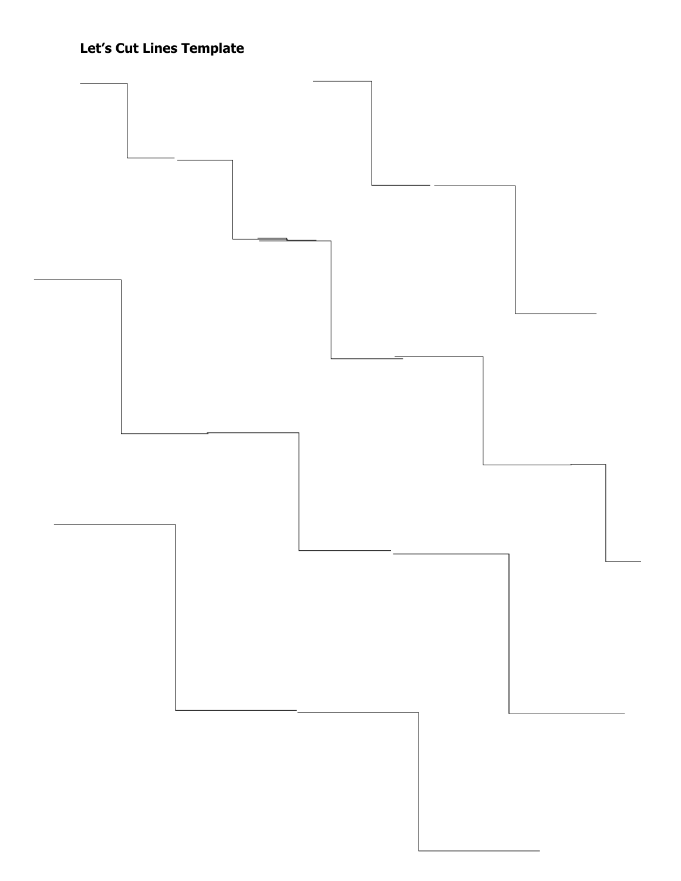**Let's Cut Lines Template**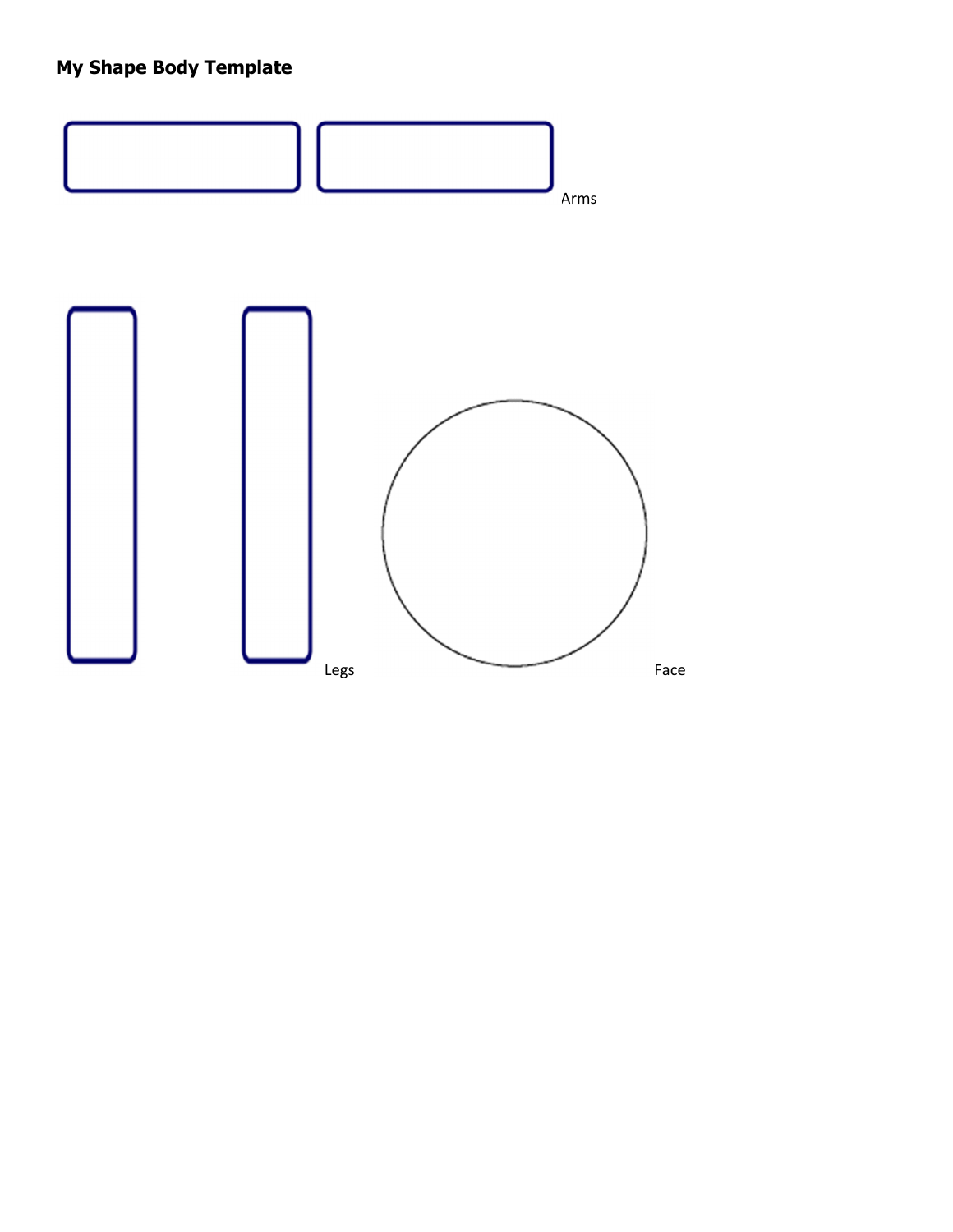**My Shape Body Template**

Arms

Legs

Face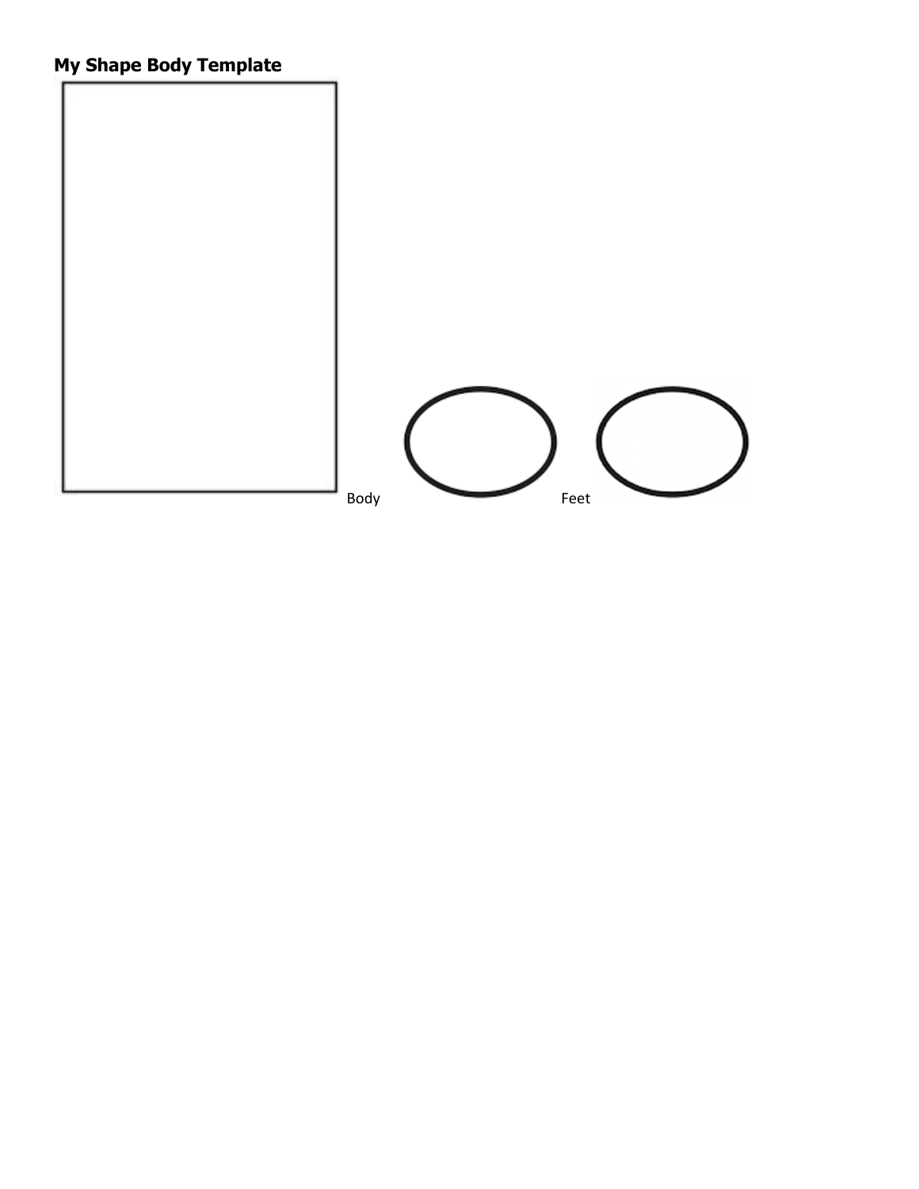**My Shape Body Template**

Body

Feet